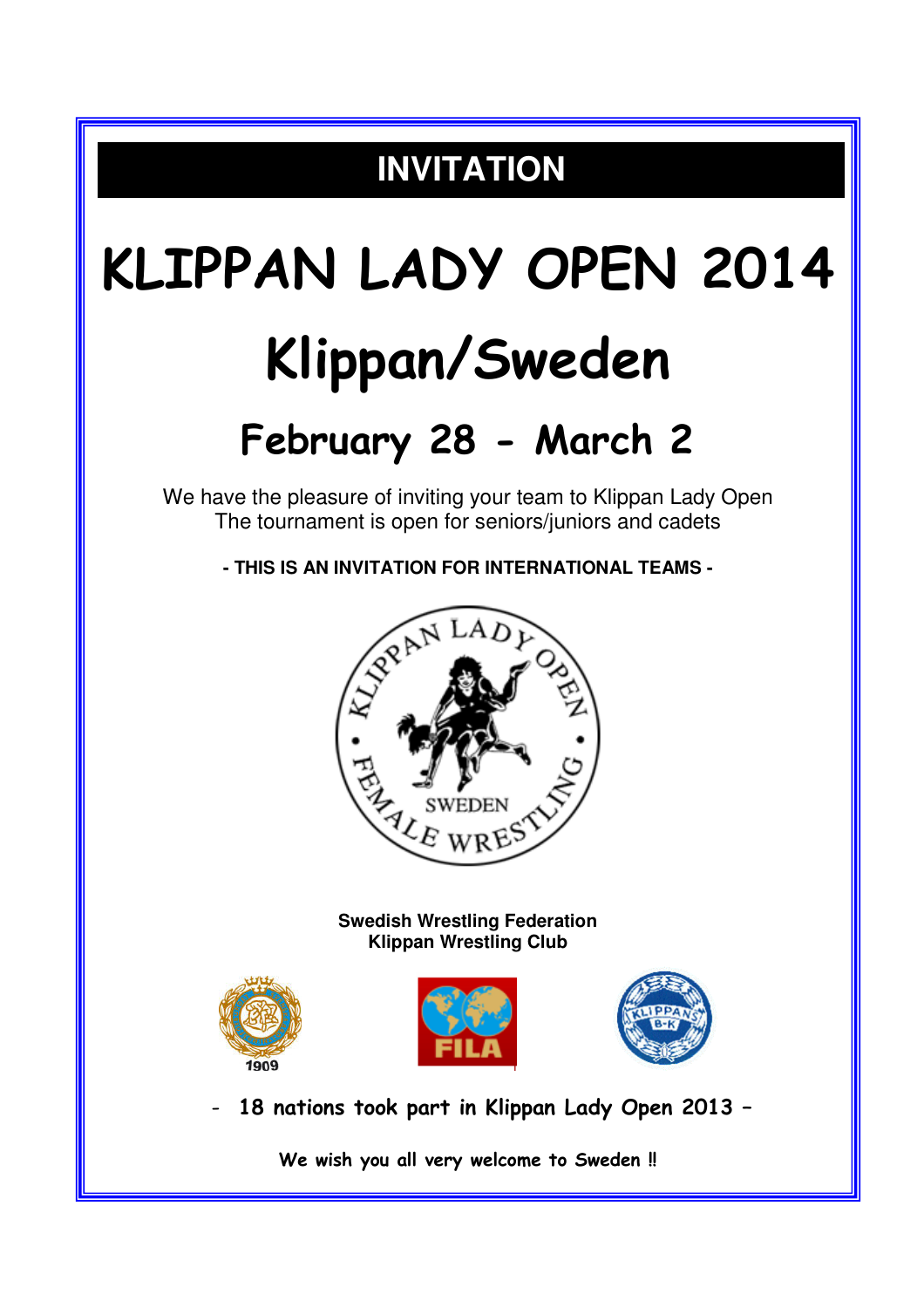## INVITATION

# KLIPPAN LADY OPEN 2014

# Klippan/Sweden

## February 28 - March 2

We have the pleasure of inviting your team to Klippan Lady Open
The tournament is open for seniors/juniors and cadets

**- THIS IS AN INVITATION FOR INTERNATIONAL TEAMS -**

**Swedish Wrestling Federation**
**Klippan Wrestling Club**

**- 18 nations took part in Klippan Lady Open 2013 –**

**We wish you all very welcome to Sweden !!**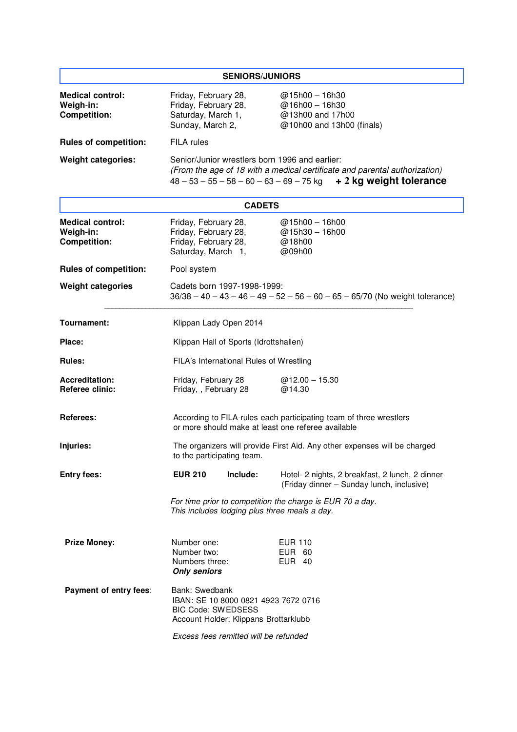## SENIORS/JUNIORS

| | | |
|---|---|---|
| **Medical control:** | Friday, February 28, | @15h00 – 16h30 |
| **Weigh-in:** | Friday, February 28, | @16h00 – 16h30 |
| **Competition:** | Saturday, March 1, | @13h00 and 17h00 |
| | Sunday, March 2, | @10h00 and 13h00 (finals) |

**Rules of competition:** FILA rules

**Weight categories:** Senior/Junior wrestlers born 1996 and earlier:
*(From the age of 18 with a medical certificate and parental authorization)*
48 – 53 – 55 – 58 – 60 – 63 – 69 – 75 kg **+ 2 kg weight tolerance**

## CADETS

| | | |
|---|---|---|
| **Medical control:** | Friday, February 28, | @15h00 – 16h00 |
| **Weigh-in:** | Friday, February 28, | @15h30 – 16h00 |
| **Competition:** | Friday, February 28, | @18h00 |
| | Saturday, March 1, | @09h00 |

**Rules of competition:** Pool system

**Weight categories** Cadets born 1997-1998-1999:
36/38 – 40 – 43 – 46 – 49 – 52 – 56 – 60 – 65 – 65/70 (No weight tolerance)

---

**Tournament:** Klippan Lady Open 2014

**Place:** Klippan Hall of Sports (Idrottshallen)

**Rules:** FILA's International Rules of Wrestling

| | | |
|---|---|---|
| **Accreditation:** | Friday, February 28 | @12.00 – 15.30 |
| **Referee clinic:** | Friday, , February 28 | @14.30 |

**Referees:** According to FILA-rules each participating team of three wrestlers or more should make at least one referee available

**Injuries:** The organizers will provide First Aid. Any other expenses will be charged to the participating team.

**Entry fees:** **EUR 210** **Include:** Hotel- 2 nights, 2 breakfast, 2 lunch, 2 dinner (Friday dinner – Sunday lunch, inclusive)

*For time prior to competition the charge is EUR 70 a day.*
*This includes lodging plus three meals a day.*

**Prize Money:**

| | |
|---|---|
| Number one: | EUR 110 |
| Number two: | EUR 60 |
| Numbers three: | EUR 40 |

***Only seniors***

**Payment of entry fees:**
Bank: Swedbank
IBAN: SE 10 8000 0821 4923 7672 0716
BIC Code: SWEDSESS
Account Holder: Klippans Brottarklubb

*Excess fees remitted will be refunded*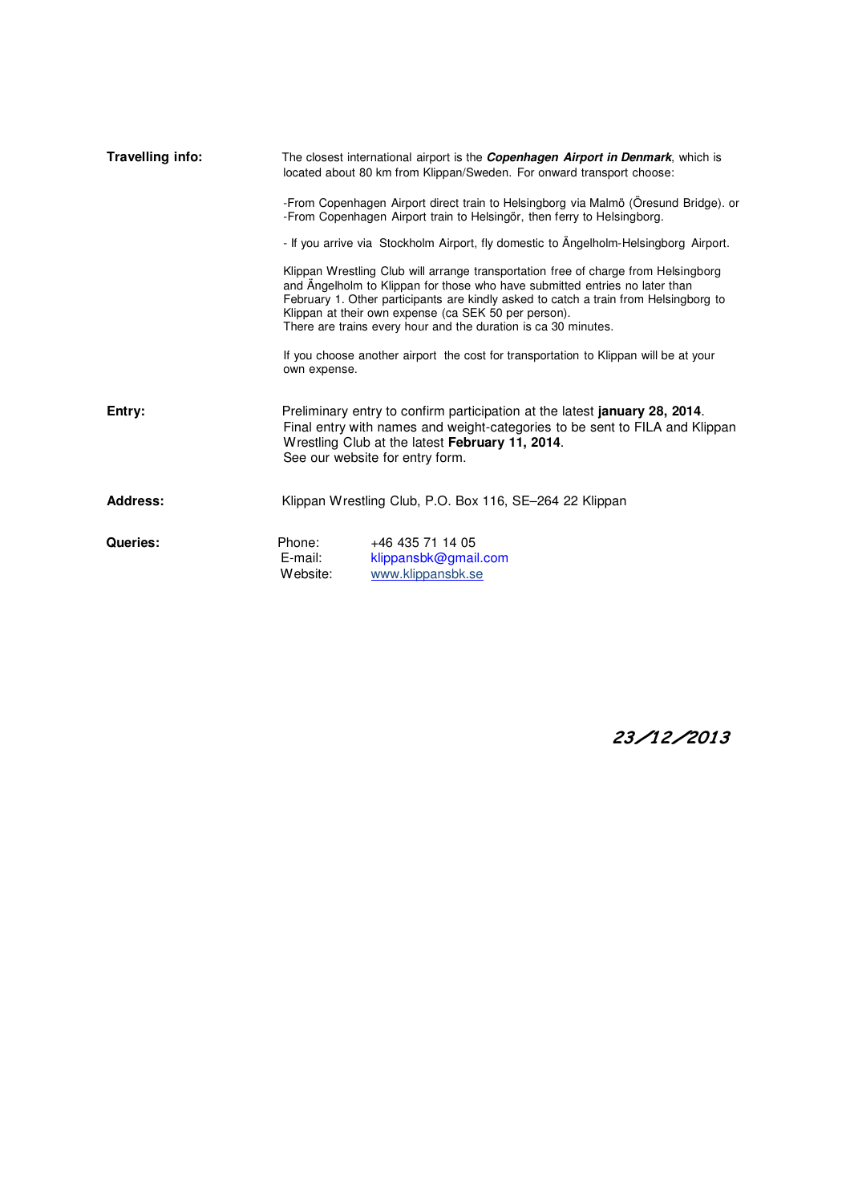**Travelling info:**

The closest international airport is the ***Copenhagen Airport in Denmark***, which is located about 80 km from Klippan/Sweden. For onward transport choose:

-From Copenhagen Airport direct train to Helsingborg via Malmö (Öresund Bridge). or
-From Copenhagen Airport train to Helsingör, then ferry to Helsingborg.

- If you arrive via Stockholm Airport, fly domestic to Ängelholm-Helsingborg Airport.

Klippan Wrestling Club will arrange transportation free of charge from Helsingborg and Ängelholm to Klippan for those who have submitted entries no later than February 1. Other participants are kindly asked to catch a train from Helsingborg to Klippan at their own expense (ca SEK 50 per person).
There are trains every hour and the duration is ca 30 minutes.

If you choose another airport the cost for transportation to Klippan will be at your own expense.

**Entry:**

Preliminary entry to confirm participation at the latest **january 28, 2014**.
Final entry with names and weight-categories to be sent to FILA and Klippan Wrestling Club at the latest **February 11, 2014**.
See our website for entry form.

**Address:**

Klippan Wrestling Club, P.O. Box 116, SE–264 22 Klippan

**Queries:**

| | |
|---|---|
| Phone: | +46 435 71 14 05 |
| E-mail: | klippansbk@gmail.com |
| Website: | www.klippansbk.se |

*23/12/2013*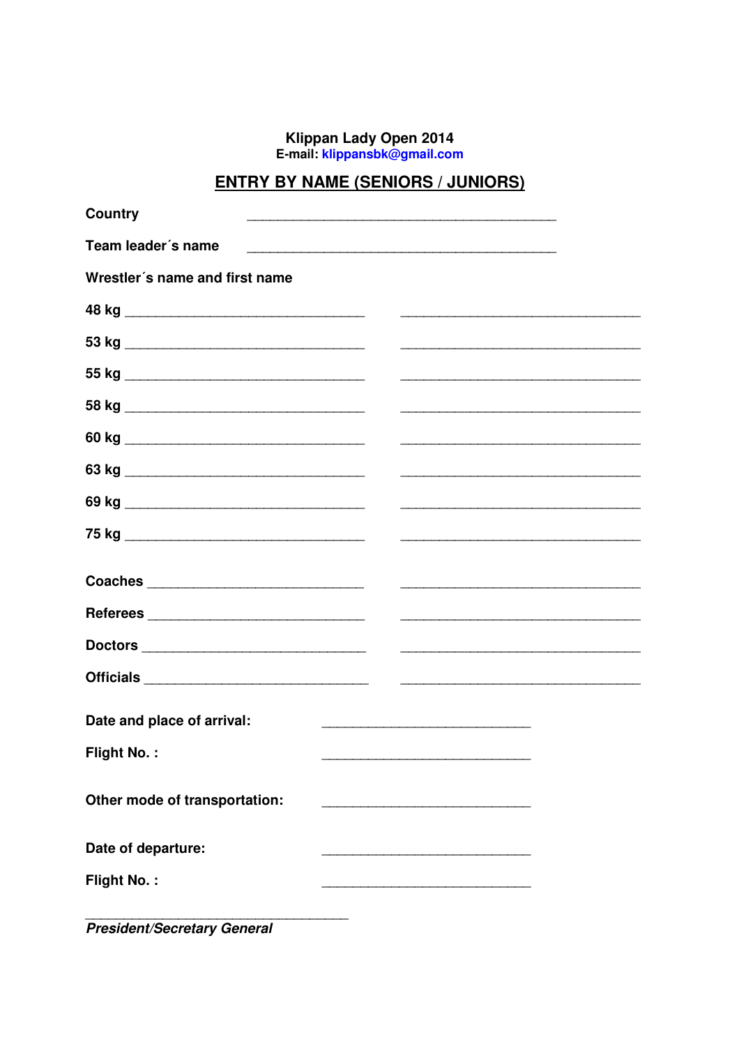**Klippan Lady Open 2014**
**E-mail: klippansbk@gmail.com**

## ENTRY BY NAME (SENIORS / JUNIORS)

**Country** ________________________________________

**Team leader´s name** ________________________________________

**Wrestler´s name and first name**

**48 kg** ______________________________ ______________________________

**53 kg** ______________________________ ______________________________

**55 kg** ______________________________ ______________________________

**58 kg** ______________________________ ______________________________

**60 kg** ______________________________ ______________________________

**63 kg** ______________________________ ______________________________

**69 kg** ______________________________ ______________________________

**75 kg** ______________________________ ______________________________

**Coaches** ____________________________ ______________________________

**Referees** ____________________________ ______________________________

**Doctors** ____________________________ ______________________________

**Officials** ____________________________ ______________________________

**Date and place of arrival:** ___________________________

**Flight No. :** ___________________________

**Other mode of transportation:** ___________________________

**Date of departure:** ___________________________

**Flight No. :** ___________________________

___________________________________

***President/Secretary General***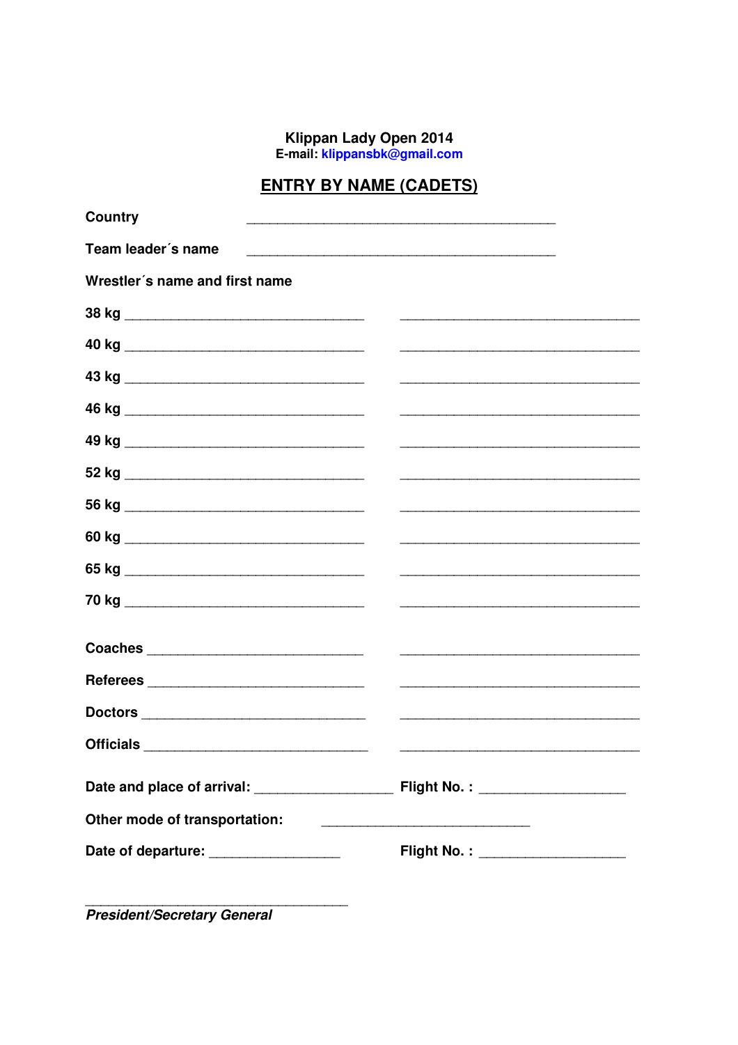**Klippan Lady Open 2014**
**E-mail: klippansbk@gmail.com**

## ENTRY BY NAME (CADETS)

**Country** ______________________________________________

**Team leader´s name** ______________________________________________

**Wrestler´s name and first name**

**38 kg** ____________________________________ ____________________________________

**40 kg** ____________________________________ ____________________________________

**43 kg** ____________________________________ ____________________________________

**46 kg** ____________________________________ ____________________________________

**49 kg** ____________________________________ ____________________________________

**52 kg** ____________________________________ ____________________________________

**56 kg** ____________________________________ ____________________________________

**60 kg** ____________________________________ ____________________________________

**65 kg** ____________________________________ ____________________________________

**70 kg** ____________________________________ ____________________________________

**Coaches** ________________________________ ____________________________________

**Referees** ________________________________ ____________________________________

**Doctors** ________________________________ ____________________________________

**Officials** ________________________________ ____________________________________

**Date and place of arrival:** ____________________ **Flight No. :** ____________________

**Other mode of transportation:** ______________________________

**Date of departure:** ____________________ **Flight No. :** ____________________

______________________________________

***President/Secretary General***